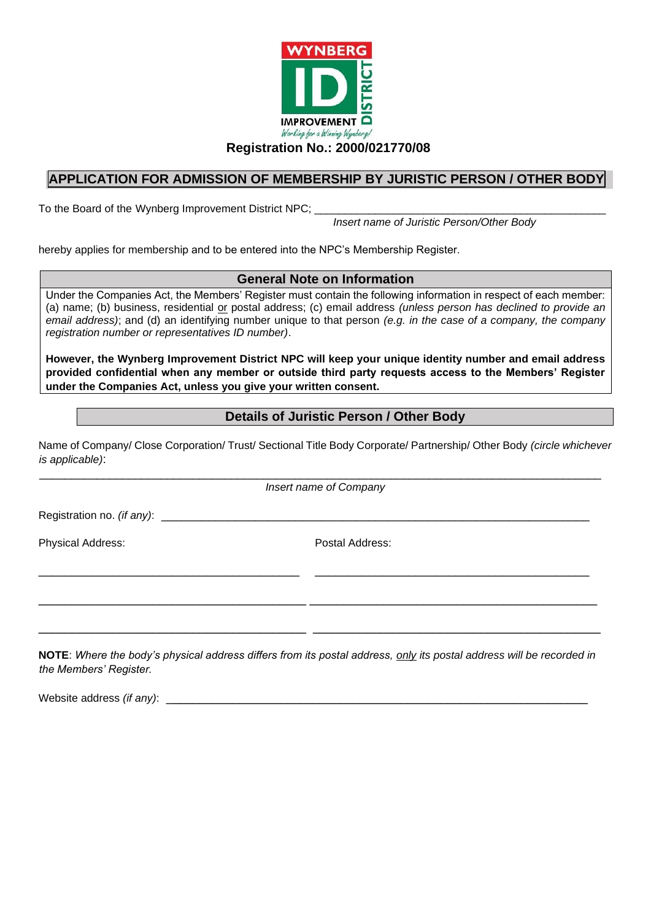WYNBERG ID IMPROVEMENT DISTRICT

*Working for a Winning Wynberg!*

**Registration No.: 2000/021770/08**

## APPLICATION FOR ADMISSION OF MEMBERSHIP BY JURISTIC PERSON / OTHER BODY

To the Board of the Wynberg Improvement District NPC; \_\_\_\_\_\_\_\_\_\_\_\_\_\_\_\_\_\_\_\_\_\_\_\_\_\_\_\_\_\_\_\_\_\_\_\_\_\_\_\_\_\_\_\_\_\_\_\_

*Insert name of Juristic Person/Other Body*

hereby applies for membership and to be entered into the NPC's Membership Register.

### General Note on Information

Under the Companies Act, the Members' Register must contain the following information in respect of each member: (a) name; (b) business, residential <u>or</u> postal address; (c) email address *(unless person has declined to provide an email address)*; and (d) an identifying number unique to that person *(e.g. in the case of a company, the company registration number or representatives ID number)*.

**However, the Wynberg Improvement District NPC will keep your unique identity number and email address provided confidential when any member or outside third party requests access to the Members' Register under the Companies Act, unless you give your written consent.**

### Details of Juristic Person / Other Body

Name of Company/ Close Corporation/ Trust/ Sectional Title Body Corporate/ Partnership/ Other Body *(circle whichever is applicable)*:

\_\_\_\_\_\_\_\_\_\_\_\_\_\_\_\_\_\_\_\_\_\_\_\_\_\_\_\_\_\_\_\_\_\_\_\_\_\_\_\_\_\_\_\_\_\_\_\_\_\_\_\_\_\_\_\_\_\_\_\_\_\_\_\_\_\_\_\_\_\_\_\_\_\_\_\_\_\_\_\_\_\_\_\_

*Insert name of Company*

Registration no. *(if any)*: \_\_\_\_\_\_\_\_\_\_\_\_\_\_\_\_\_\_\_\_\_\_\_\_\_\_\_\_\_\_\_\_\_\_\_\_\_\_\_\_\_\_\_\_\_\_\_\_\_\_\_\_\_\_\_\_\_\_\_\_\_\_\_\_\_\_\_\_

| Physical Address: | Postal Address: |
| --- | --- |
| \_\_\_\_\_\_\_\_\_\_\_\_\_\_\_\_\_\_\_\_\_\_\_\_\_\_\_\_\_\_\_\_\_\_\_\_\_\_\_\_ | \_\_\_\_\_\_\_\_\_\_\_\_\_\_\_\_\_\_\_\_\_\_\_\_\_\_\_\_\_\_\_\_\_\_\_\_\_\_\_\_\_\_ |
| \_\_\_\_\_\_\_\_\_\_\_\_\_\_\_\_\_\_\_\_\_\_\_\_\_\_\_\_\_\_\_\_\_\_\_\_\_\_\_\_ | \_\_\_\_\_\_\_\_\_\_\_\_\_\_\_\_\_\_\_\_\_\_\_\_\_\_\_\_\_\_\_\_\_\_\_\_\_\_\_\_\_\_ |
| \_\_\_\_\_\_\_\_\_\_\_\_\_\_\_\_\_\_\_\_\_\_\_\_\_\_\_\_\_\_\_\_\_\_\_\_\_\_\_\_ | \_\_\_\_\_\_\_\_\_\_\_\_\_\_\_\_\_\_\_\_\_\_\_\_\_\_\_\_\_\_\_\_\_\_\_\_\_\_\_\_\_\_ |

**NOTE**: *Where the body's physical address differs from its postal address, <u>only</u> its postal address will be recorded in the Members' Register.*

Website address *(if any)*: \_\_\_\_\_\_\_\_\_\_\_\_\_\_\_\_\_\_\_\_\_\_\_\_\_\_\_\_\_\_\_\_\_\_\_\_\_\_\_\_\_\_\_\_\_\_\_\_\_\_\_\_\_\_\_\_\_\_\_\_\_\_\_\_\_\_\_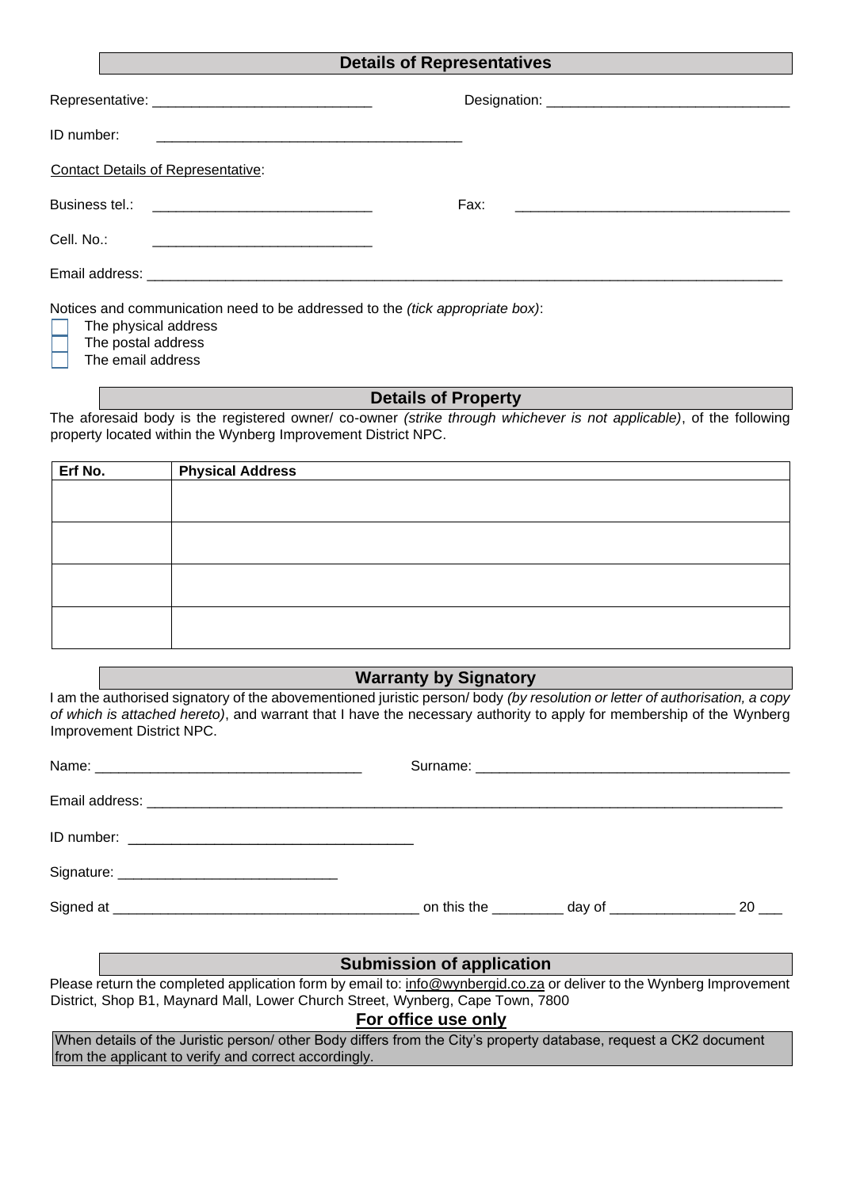## Details of Representatives

Representative: ___________________________ Designation: _______________________________

ID number: ______________________________________

Contact Details of Representative:

Business tel.: ___________________________ Fax: ___________________________________

Cell. No.: ___________________________

Email address: ____________________________________________________________________________________

Notices and communication need to be addressed to the *(tick appropriate box)*:

- ☐ The physical address
- ☐ The postal address
- ☐ The email address

## Details of Property

The aforesaid body is the registered owner/ co-owner *(strike through whichever is not applicable)*, of the following property located within the Wynberg Improvement District NPC.

| Erf No. | Physical Address |
|---|---|
| | |
| | |
| | |
| | |

## Warranty by Signatory

I am the authorised signatory of the abovementioned juristic person/ body *(by resolution or letter of authorisation, a copy of which is attached hereto)*, and warrant that I have the necessary authority to apply for membership of the Wynberg Improvement District NPC.

Name: __________________________________ Surname: ________________________________________

Email address: ____________________________________________________________________________________

ID number: ____________________________________

Signature: ____________________________

Signed at _______________________________________ on this the _________ day of ________________ 20 ___

## Submission of application

Please return the completed application form by email to: info@wynbergid.co.za or deliver to the Wynberg Improvement District, Shop B1, Maynard Mall, Lower Church Street, Wynberg, Cape Town, 7800

**For office use only**

When details of the Juristic person/ other Body differs from the City's property database, request a CK2 document from the applicant to verify and correct accordingly.